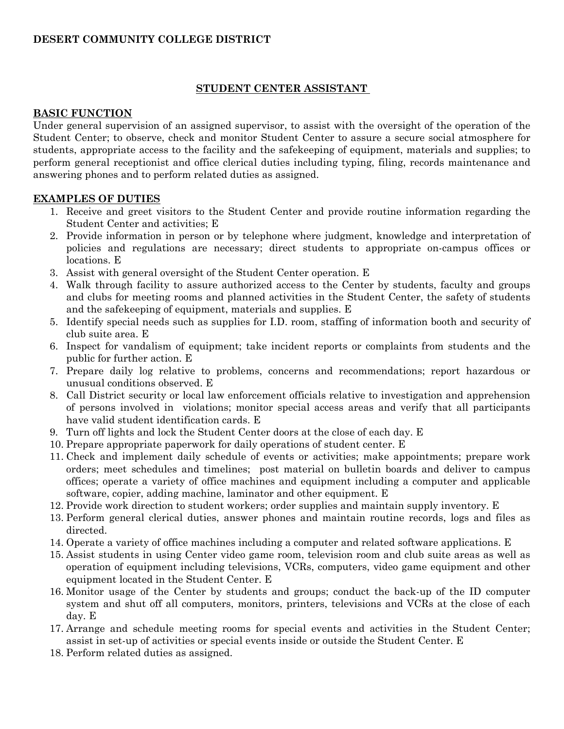**DESERT COMMUNITY COLLEGE DISTRICT**

# STUDENT CENTER ASSISTANT

## BASIC FUNCTION

Under general supervision of an assigned supervisor, to assist with the oversight of the operation of the Student Center; to observe, check and monitor Student Center to assure a secure social atmosphere for students, appropriate access to the facility and the safekeeping of equipment, materials and supplies; to perform general receptionist and office clerical duties including typing, filing, records maintenance and answering phones and to perform related duties as assigned.

## EXAMPLES OF DUTIES

1. Receive and greet visitors to the Student Center and provide routine information regarding the Student Center and activities; E
2. Provide information in person or by telephone where judgment, knowledge and interpretation of policies and regulations are necessary; direct students to appropriate on-campus offices or locations. E
3. Assist with general oversight of the Student Center operation. E
4. Walk through facility to assure authorized access to the Center by students, faculty and groups and clubs for meeting rooms and planned activities in the Student Center, the safety of students and the safekeeping of equipment, materials and supplies. E
5. Identify special needs such as supplies for I.D. room, staffing of information booth and security of club suite area. E
6. Inspect for vandalism of equipment; take incident reports or complaints from students and the public for further action. E
7. Prepare daily log relative to problems, concerns and recommendations; report hazardous or unusual conditions observed. E
8. Call District security or local law enforcement officials relative to investigation and apprehension of persons involved in violations; monitor special access areas and verify that all participants have valid student identification cards. E
9. Turn off lights and lock the Student Center doors at the close of each day. E
10. Prepare appropriate paperwork for daily operations of student center. E
11. Check and implement daily schedule of events or activities; make appointments; prepare work orders; meet schedules and timelines; post material on bulletin boards and deliver to campus offices; operate a variety of office machines and equipment including a computer and applicable software, copier, adding machine, laminator and other equipment. E
12. Provide work direction to student workers; order supplies and maintain supply inventory. E
13. Perform general clerical duties, answer phones and maintain routine records, logs and files as directed.
14. Operate a variety of office machines including a computer and related software applications. E
15. Assist students in using Center video game room, television room and club suite areas as well as operation of equipment including televisions, VCRs, computers, video game equipment and other equipment located in the Student Center. E
16. Monitor usage of the Center by students and groups; conduct the back-up of the ID computer system and shut off all computers, monitors, printers, televisions and VCRs at the close of each day. E
17. Arrange and schedule meeting rooms for special events and activities in the Student Center; assist in set-up of activities or special events inside or outside the Student Center. E
18. Perform related duties as assigned.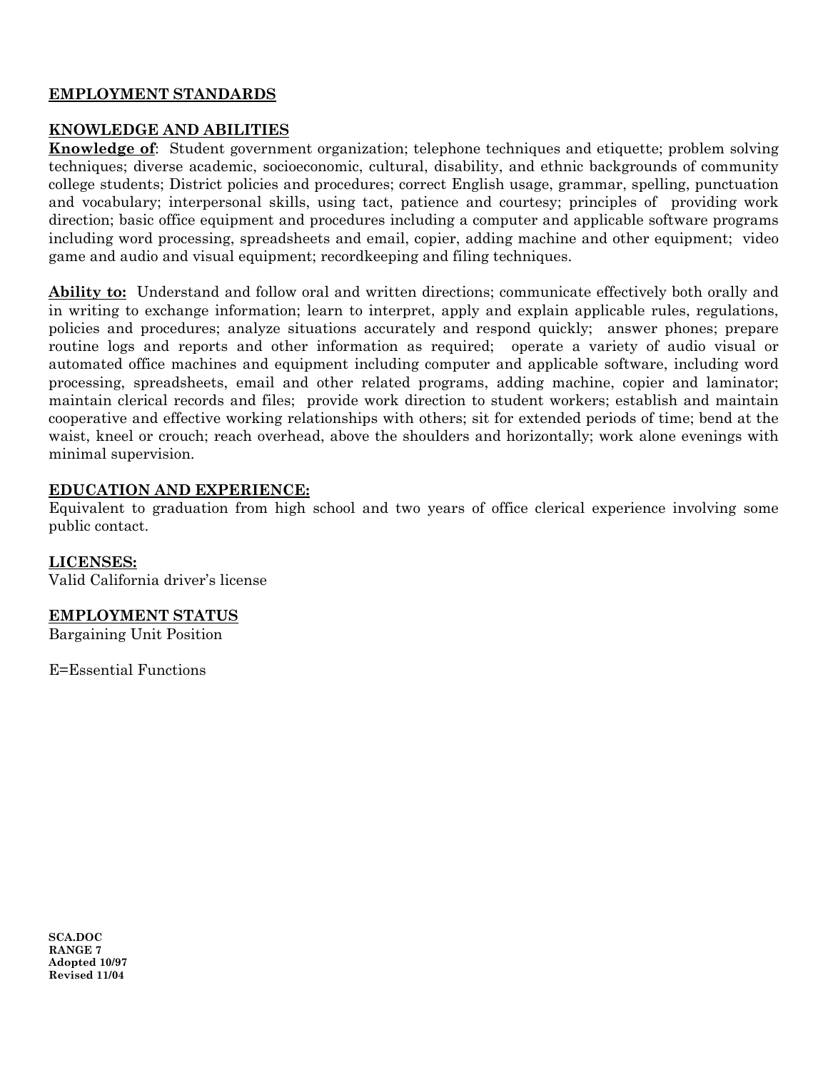## EMPLOYMENT STANDARDS

### KNOWLEDGE AND ABILITIES

**Knowledge of**: Student government organization; telephone techniques and etiquette; problem solving techniques; diverse academic, socioeconomic, cultural, disability, and ethnic backgrounds of community college students; District policies and procedures; correct English usage, grammar, spelling, punctuation and vocabulary; interpersonal skills, using tact, patience and courtesy; principles of providing work direction; basic office equipment and procedures including a computer and applicable software programs including word processing, spreadsheets and email, copier, adding machine and other equipment; video game and audio and visual equipment; recordkeeping and filing techniques.

**Ability to:** Understand and follow oral and written directions; communicate effectively both orally and in writing to exchange information; learn to interpret, apply and explain applicable rules, regulations, policies and procedures; analyze situations accurately and respond quickly; answer phones; prepare routine logs and reports and other information as required; operate a variety of audio visual or automated office machines and equipment including computer and applicable software, including word processing, spreadsheets, email and other related programs, adding machine, copier and laminator; maintain clerical records and files; provide work direction to student workers; establish and maintain cooperative and effective working relationships with others; sit for extended periods of time; bend at the waist, kneel or crouch; reach overhead, above the shoulders and horizontally; work alone evenings with minimal supervision.

### EDUCATION AND EXPERIENCE:

Equivalent to graduation from high school and two years of office clerical experience involving some public contact.

### LICENSES:

Valid California driver's license

### EMPLOYMENT STATUS

Bargaining Unit Position

E=Essential Functions

**SCA.DOC**
**RANGE 7**
**Adopted 10/97**
**Revised 11/04**